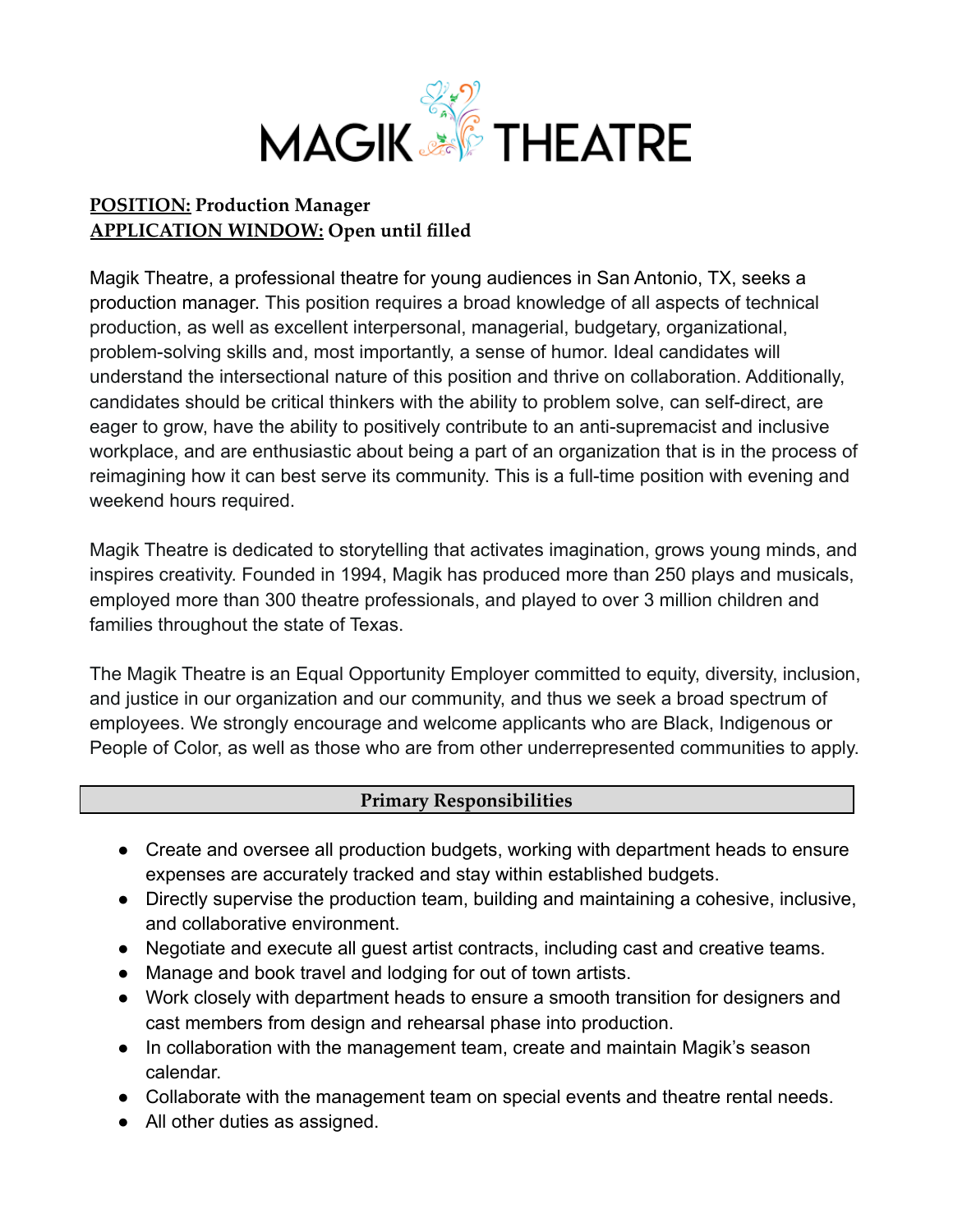# MAGIK THEATRE

**POSITION:** Production Manager
**APPLICATION WINDOW:** Open until filled

Magik Theatre, a professional theatre for young audiences in San Antonio, TX, seeks a production manager. This position requires a broad knowledge of all aspects of technical production, as well as excellent interpersonal, managerial, budgetary, organizational, problem-solving skills and, most importantly, a sense of humor. Ideal candidates will understand the intersectional nature of this position and thrive on collaboration. Additionally, candidates should be critical thinkers with the ability to problem solve, can self-direct, are eager to grow, have the ability to positively contribute to an anti-supremacist and inclusive workplace, and are enthusiastic about being a part of an organization that is in the process of reimagining how it can best serve its community. This is a full-time position with evening and weekend hours required.

Magik Theatre is dedicated to storytelling that activates imagination, grows young minds, and inspires creativity. Founded in 1994, Magik has produced more than 250 plays and musicals, employed more than 300 theatre professionals, and played to over 3 million children and families throughout the state of Texas.

The Magik Theatre is an Equal Opportunity Employer committed to equity, diversity, inclusion, and justice in our organization and our community, and thus we seek a broad spectrum of employees. We strongly encourage and welcome applicants who are Black, Indigenous or People of Color, as well as those who are from other underrepresented communities to apply.

## Primary Responsibilities

- Create and oversee all production budgets, working with department heads to ensure expenses are accurately tracked and stay within established budgets.
- Directly supervise the production team, building and maintaining a cohesive, inclusive, and collaborative environment.
- Negotiate and execute all guest artist contracts, including cast and creative teams.
- Manage and book travel and lodging for out of town artists.
- Work closely with department heads to ensure a smooth transition for designers and cast members from design and rehearsal phase into production.
- In collaboration with the management team, create and maintain Magik's season calendar.
- Collaborate with the management team on special events and theatre rental needs.
- All other duties as assigned.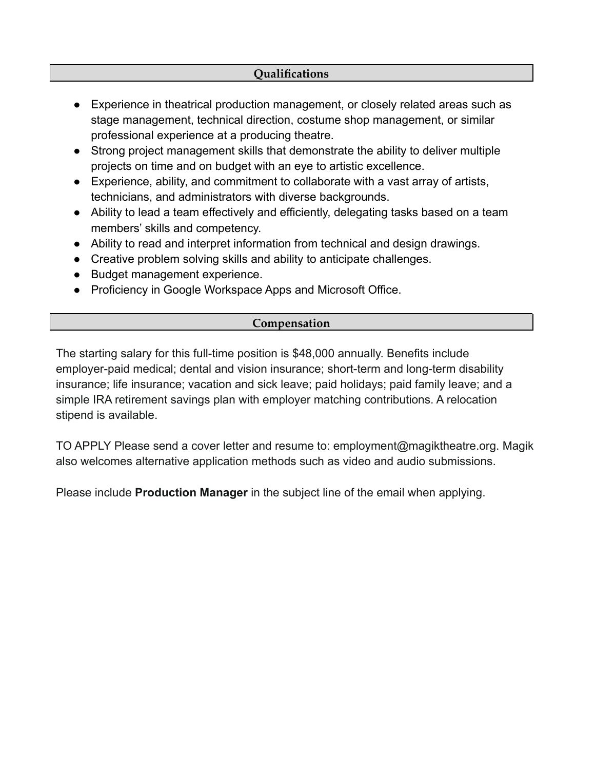## Qualifications

- Experience in theatrical production management, or closely related areas such as stage management, technical direction, costume shop management, or similar professional experience at a producing theatre.
- Strong project management skills that demonstrate the ability to deliver multiple projects on time and on budget with an eye to artistic excellence.
- Experience, ability, and commitment to collaborate with a vast array of artists, technicians, and administrators with diverse backgrounds.
- Ability to lead a team effectively and efficiently, delegating tasks based on a team members' skills and competency.
- Ability to read and interpret information from technical and design drawings.
- Creative problem solving skills and ability to anticipate challenges.
- Budget management experience.
- Proficiency in Google Workspace Apps and Microsoft Office.

## Compensation

The starting salary for this full-time position is $48,000 annually. Benefits include employer-paid medical; dental and vision insurance; short-term and long-term disability insurance; life insurance; vacation and sick leave; paid holidays; paid family leave; and a simple IRA retirement savings plan with employer matching contributions. A relocation stipend is available.

TO APPLY Please send a cover letter and resume to: employment@magiktheatre.org. Magik also welcomes alternative application methods such as video and audio submissions.

Please include **Production Manager** in the subject line of the email when applying.